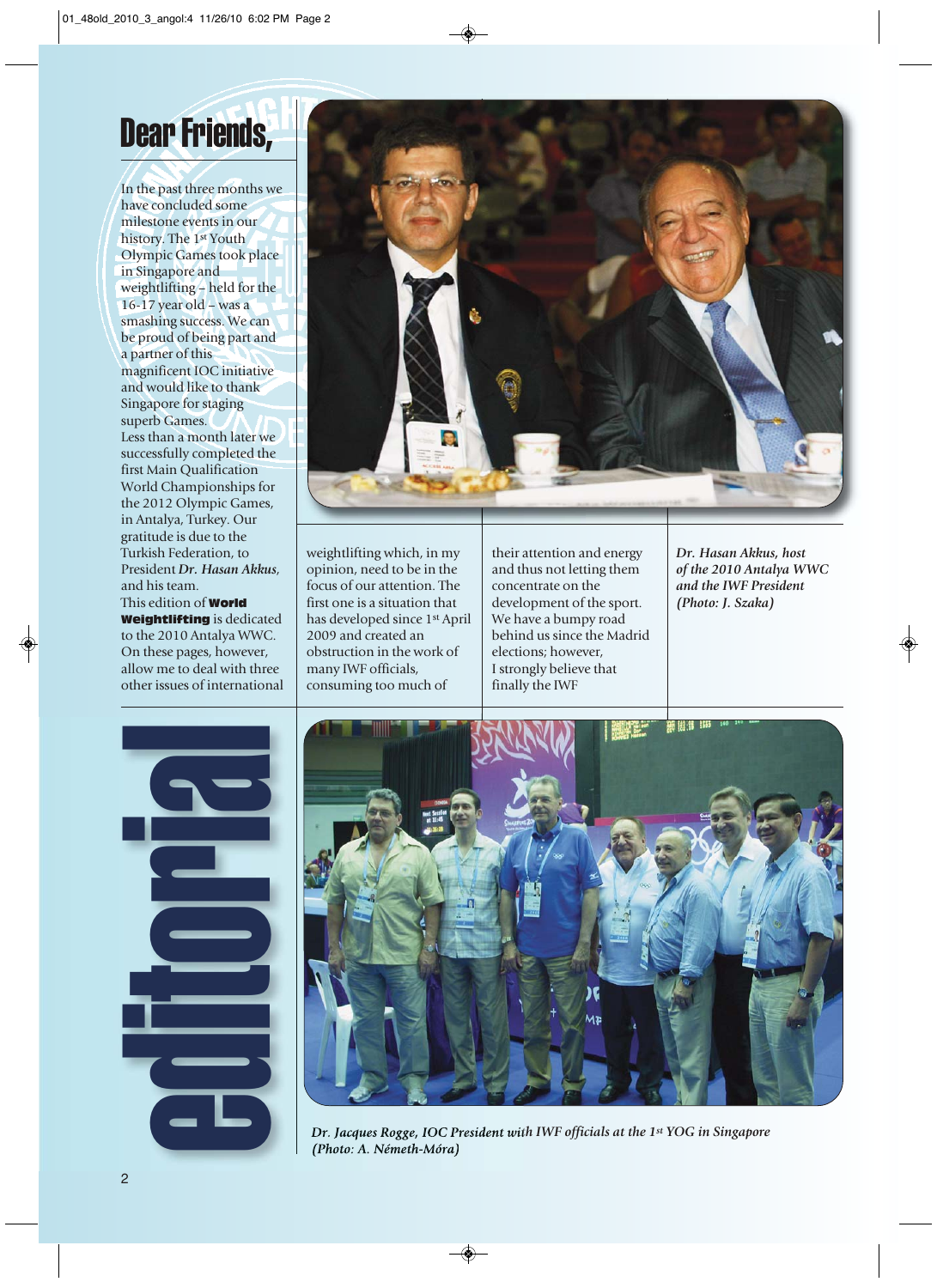# Dear Friends,

In the past three months we have concluded some milestone events in our history. The 1st Youth Olympic Games took place in Singapore and weightlifting – held for the 16-17 year old – was a smashing success. We can be proud of being part and a partner of this magnificent IOC initiative and would like to thank Singapore for staging superb Games.

Less than a month later we successfully completed the first Main Qualification World Championships for the 2012 Olympic Games, in Antalya, Turkey. Our gratitude is due to the Turkish Federation, to President *Dr. Hasan Akkus*, and his team.

This edition of **World Weightlifting** is dedicated to the 2010 Antalya WWC. On these pages, however, allow me to deal with three other issues of international weightlifting which, in my opinion, need to be in the focus of our attention. The first one is a situation that has developed since 1st April 2009 and created an obstruction in the work of many IWF officials, consuming too much of their attention and energy and thus not letting them concentrate on the development of the sport. We have a bumpy road behind us since the Madrid elections; however, I strongly believe that finally the IWF

*Dr. Hasan Akkus, host of the 2010 Antalya WWC and the IWF President (Photo: J. Szaka)*

# editorial

*Dr. Jacques Rogge, IOC President with IWF officials at the 1st YOG in Singapore (Photo: A. Németh-Móra)*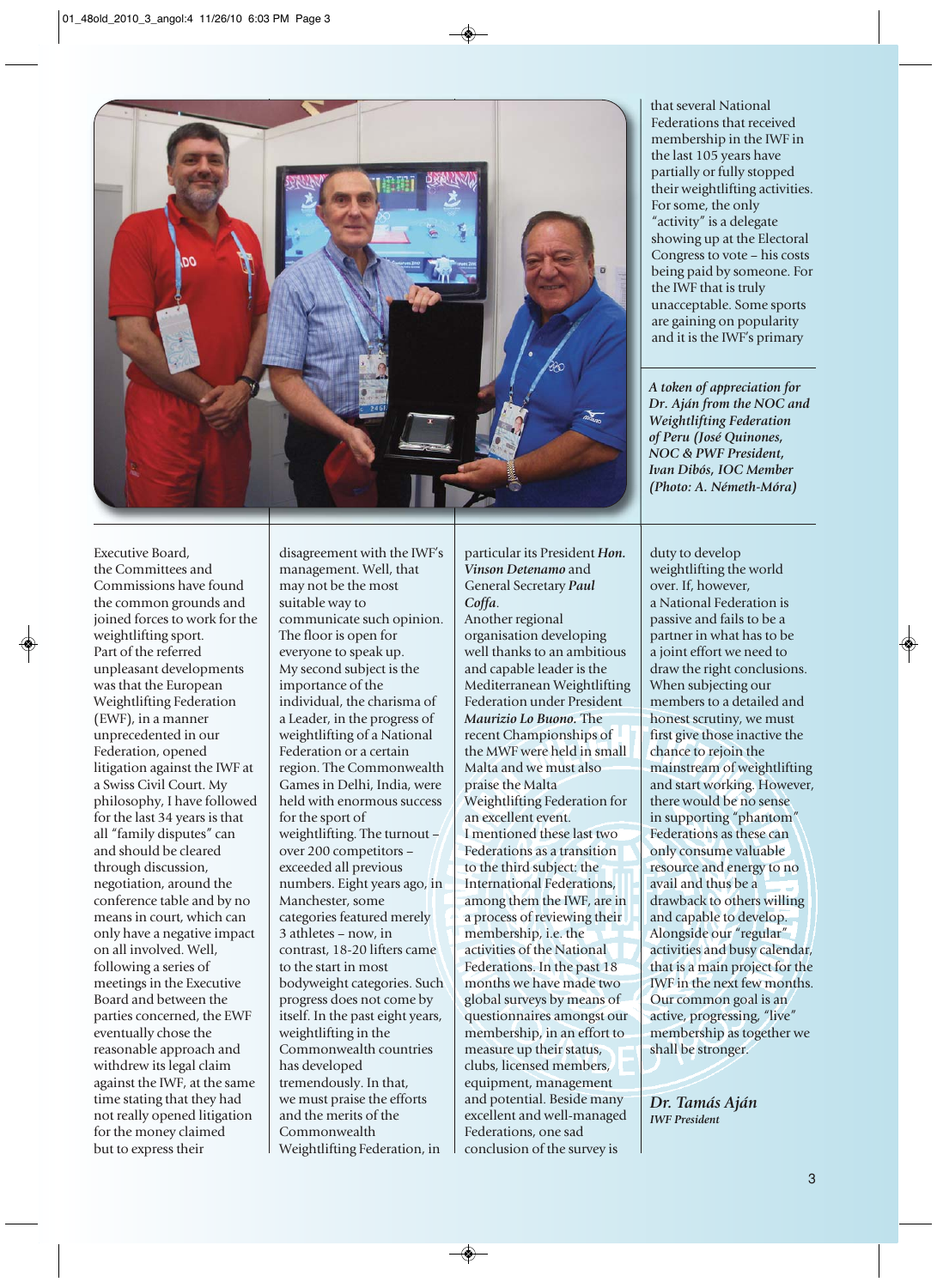that several National Federations that received membership in the IWF in the last 105 years have partially or fully stopped their weightlifting activities. For some, the only "activity" is a delegate showing up at the Electoral Congress to vote – his costs being paid by someone. For the IWF that is truly unacceptable. Some sports are gaining on popularity and it is the IWF's primary

*A token of appreciation for Dr. Aján from the NOC and Weightlifting Federation of Peru (José Quinones, NOC & PWF President, Ivan Dibós, IOC Member (Photo: A. Németh-Móra)*

Executive Board, the Committees and Commissions have found the common grounds and joined forces to work for the weightlifting sport.

Part of the unpleasant developments was that the European Weightlifting Federation (EWF), in a manner unprecedented in our Federation, opened litigation against the IWF at a Swiss Civil Court. My philosophy, I have followed for the last 34 years is that all "family disputes" can and should be cleared through discussion, negotiation, around the conference table and by no means in court, which can only have a negative impact on all involved. Well, following a series of meetings in the Executive Board and between the parties concerned, the EWF eventually chose the reasonable approach and withdrew its legal claim against the IWF, at the same time stating that they had not really opened litigation for the money claimed but to express their disagreement with the IWF's management. Well, that may not be the most suitable way to communicate such opinion. The floor is open for everyone to speak up.

My second subject is the importance of the individual, the charisma of a Leader, in the progress of weightlifting of a National Federation or a certain region. The Commonwealth Games in Delhi, India, were held with enormous success for the sport of weightlifting. The turnout – over 200 competitors – exceeded all previous numbers. Eight years ago, in Manchester, some categories featured merely 3 athletes – now, in contrast, 18-20 lifters came to the start in most bodyweight categories. Such progress does not come by itself. In the past eight years, weightlifting in the Commonwealth countries has developed tremendously. In that, we must praise the efforts and the merits of the Commonwealth Weightlifting Federation, in particular its President ***Hon. Vinson Detenamo*** and General Secretary ***Paul Coffa***.

Another regional organisation developing well thanks to an ambitious and capable leader is the Mediterranean Weightlifting Federation under President ***Maurizio Lo Buono***. The recent Championships of the MWF were held in small Malta and we must also praise the Malta Weightlifting Federation for an excellent event.

I mentioned these last two Federations as a transition to the third subject: the International Federations, among them the IWF, are in a process of reviewing their membership, i.e. the activities of the National Federations. In the past 18 months we have made two global surveys by means of questionnaires amongst our membership, in an effort to measure up their status, clubs, licensed members, equipment, management and potential. Beside many excellent and well-managed Federations, one sad conclusion of the survey is duty to develop weightlifting the world over. If, however, a National Federation is passive and fails to be a partner in what has to be a joint effort we need to draw the right conclusions. When subjecting our members to a detailed and honest scrutiny, we must first give those inactive the chance to rejoin the mainstream of weightlifting and start working. However, there would be no sense in supporting "phantom" Federations as these can only consume valuable resource and energy to no avail and thus be a drawback to others willing and capable to develop. Alongside our "regular" activities and busy calendar, that is a main project for the IWF in the next few months. Our common goal is an active, progressing, "live" membership as together we shall be stronger.

***Dr. Tamás Aján***
*IWF President*